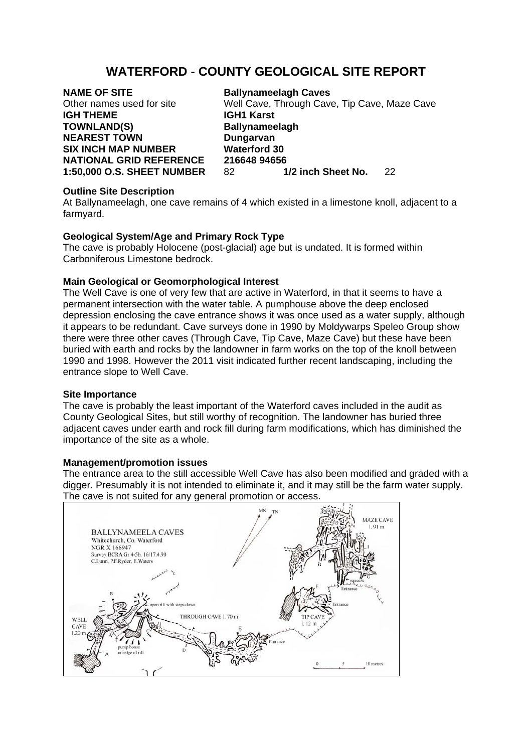# WATERFORD - COUNTY GEOLOGICAL SITE REPORT

**NAME OF SITE** **Ballynameelagh Caves**
Other names used for site Well Cave, Through Cave, Tip Cave, Maze Cave
**IGH THEME** **IGH1 Karst**
**TOWNLAND(S)** **Ballynameelagh**
**NEAREST TOWN** **Dungarvan**
**SIX INCH MAP NUMBER** **Waterford 30**
**NATIONAL GRID REFERENCE** **216648 94656**
**1:50,000 O.S. SHEET NUMBER** 82 **1/2 inch Sheet No.** 22

**Outline Site Description**

At Ballynameelagh, one cave remains of 4 which existed in a limestone knoll, adjacent to a farmyard.

**Geological System/Age and Primary Rock Type**

The cave is probably Holocene (post-glacial) age but is undated. It is formed within Carboniferous Limestone bedrock.

**Main Geological or Geomorphological Interest**

The Well Cave is one of very few that are active in Waterford, in that it seems to have a permanent intersection with the water table. A pumphouse above the deep enclosed depression enclosing the cave entrance shows it was once used as a water supply, although it appears to be redundant. Cave surveys done in 1990 by Moldywarps Speleo Group show there were three other caves (Through Cave, Tip Cave, Maze Cave) but these have been buried with earth and rocks by the landowner in farm works on the top of the knoll between 1990 and 1998. However the 2011 visit indicated further recent landscaping, including the entrance slope to Well Cave.

**Site Importance**

The cave is probably the least important of the Waterford caves included in the audit as County Geological Sites, but still worthy of recognition. The landowner has buried three adjacent caves under earth and rock fill during farm modifications, which has diminished the importance of the site as a whole.

**Management/promotion issues**

The entrance area to the still accessible Well Cave has also been modified and graded with a digger. Presumably it is not intended to eliminate it, and it may still be the farm water supply. The cave is not suited for any general promotion or access.

BALLYNAMEELA CAVES
Whitechurch, Co. Waterford
NGR X 166947
Survey BCRA Gr 4-5b. 16/17.4.90
C.Lunn, P.F.Ryder, E.Waters

WELL CAVE l. 20 m — THROUGH CAVE l. 70 m — TIP CAVE l. 12 m — MAZE CAVE l. 91 m

pump house on edge of rift — open rift with steps down — Entrance — squeeze

0 5 10 metres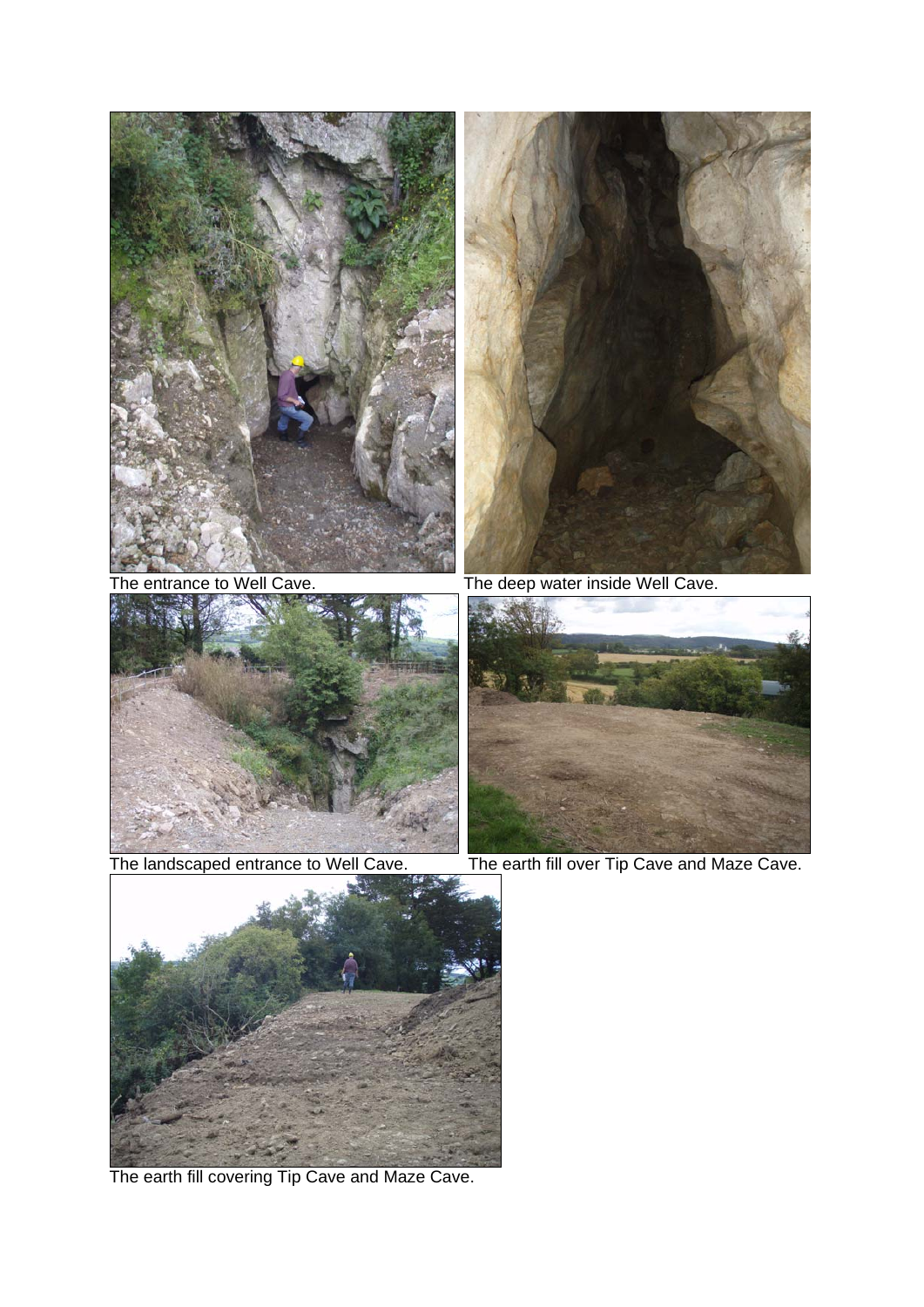The entrance to Well Cave.

The deep water inside Well Cave.

The landscaped entrance to Well Cave.

The earth fill over Tip Cave and Maze Cave.

The earth fill covering Tip Cave and Maze Cave.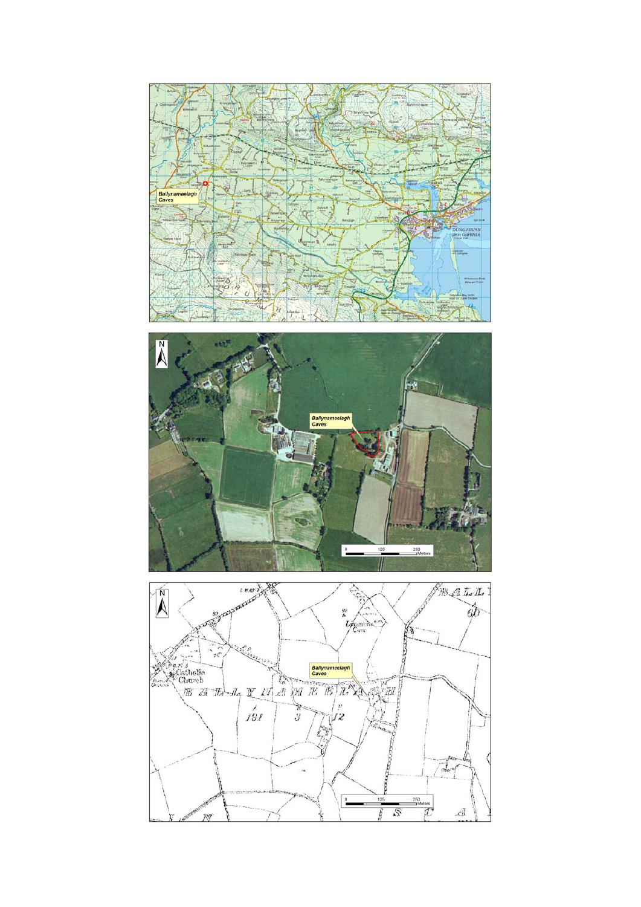Ballynameelagh Caves

N

Ballynameelagh Caves

0 125 250 Meters

N

Ballynameelagh Caves

0 125 250 Meters